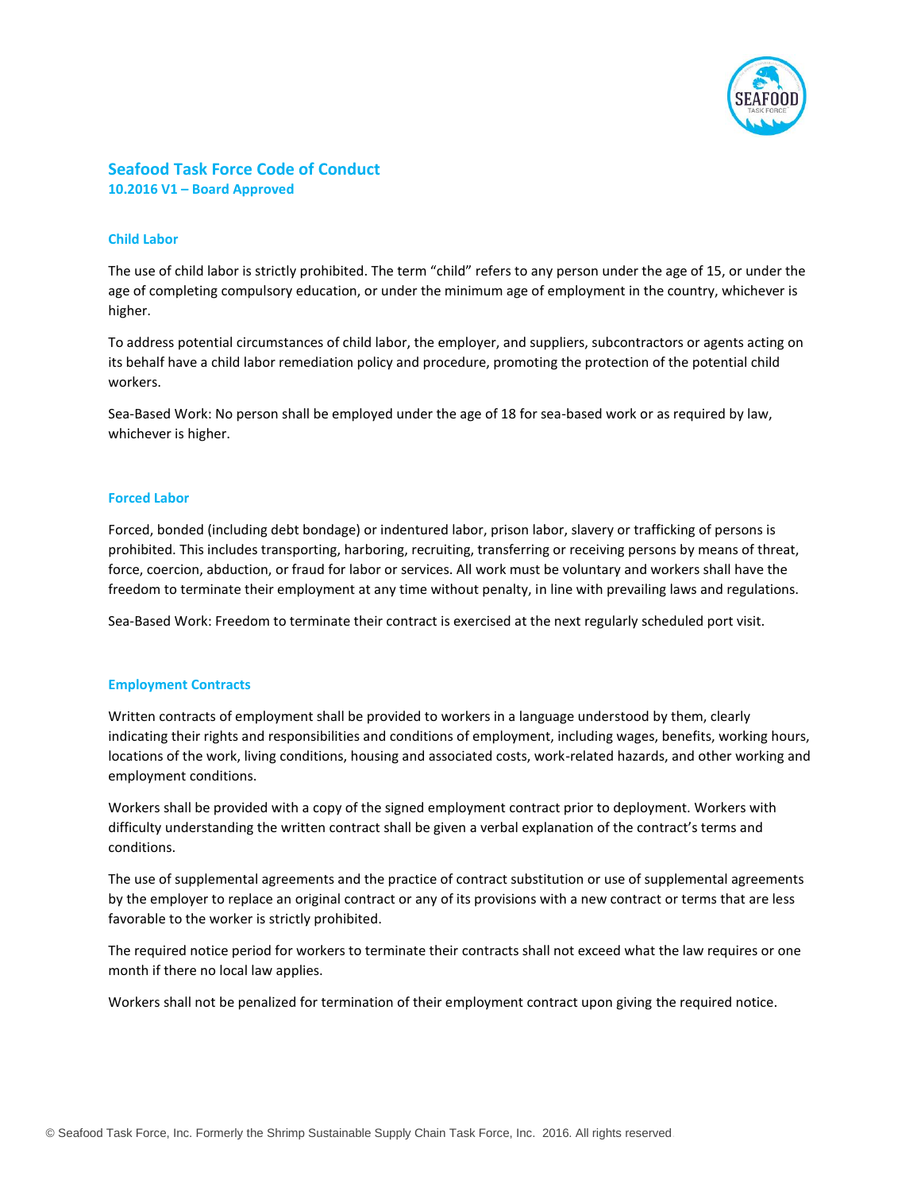# Seafood Task Force Code of Conduct

**10.2016 V1 – Board Approved**

## Child Labor

The use of child labor is strictly prohibited. The term "child" refers to any person under the age of 15, or under the age of completing compulsory education, or under the minimum age of employment in the country, whichever is higher.

To address potential circumstances of child labor, the employer, and suppliers, subcontractors or agents acting on its behalf have a child labor remediation policy and procedure, promoting the protection of the potential child workers.

Sea-Based Work: No person shall be employed under the age of 18 for sea-based work or as required by law, whichever is higher.

## Forced Labor

Forced, bonded (including debt bondage) or indentured labor, prison labor, slavery or trafficking of persons is prohibited. This includes transporting, harboring, recruiting, transferring or receiving persons by means of threat, force, coercion, abduction, or fraud for labor or services. All work must be voluntary and workers shall have the freedom to terminate their employment at any time without penalty, in line with prevailing laws and regulations.

Sea-Based Work: Freedom to terminate their contract is exercised at the next regularly scheduled port visit.

## Employment Contracts

Written contracts of employment shall be provided to workers in a language understood by them, clearly indicating their rights and responsibilities and conditions of employment, including wages, benefits, working hours, locations of the work, living conditions, housing and associated costs, work-related hazards, and other working and employment conditions.

Workers shall be provided with a copy of the signed employment contract prior to deployment. Workers with difficulty understanding the written contract shall be given a verbal explanation of the contract's terms and conditions.

The use of supplemental agreements and the practice of contract substitution or use of supplemental agreements by the employer to replace an original contract or any of its provisions with a new contract or terms that are less favorable to the worker is strictly prohibited.

The required notice period for workers to terminate their contracts shall not exceed what the law requires or one month if there no local law applies.

Workers shall not be penalized for termination of their employment contract upon giving the required notice.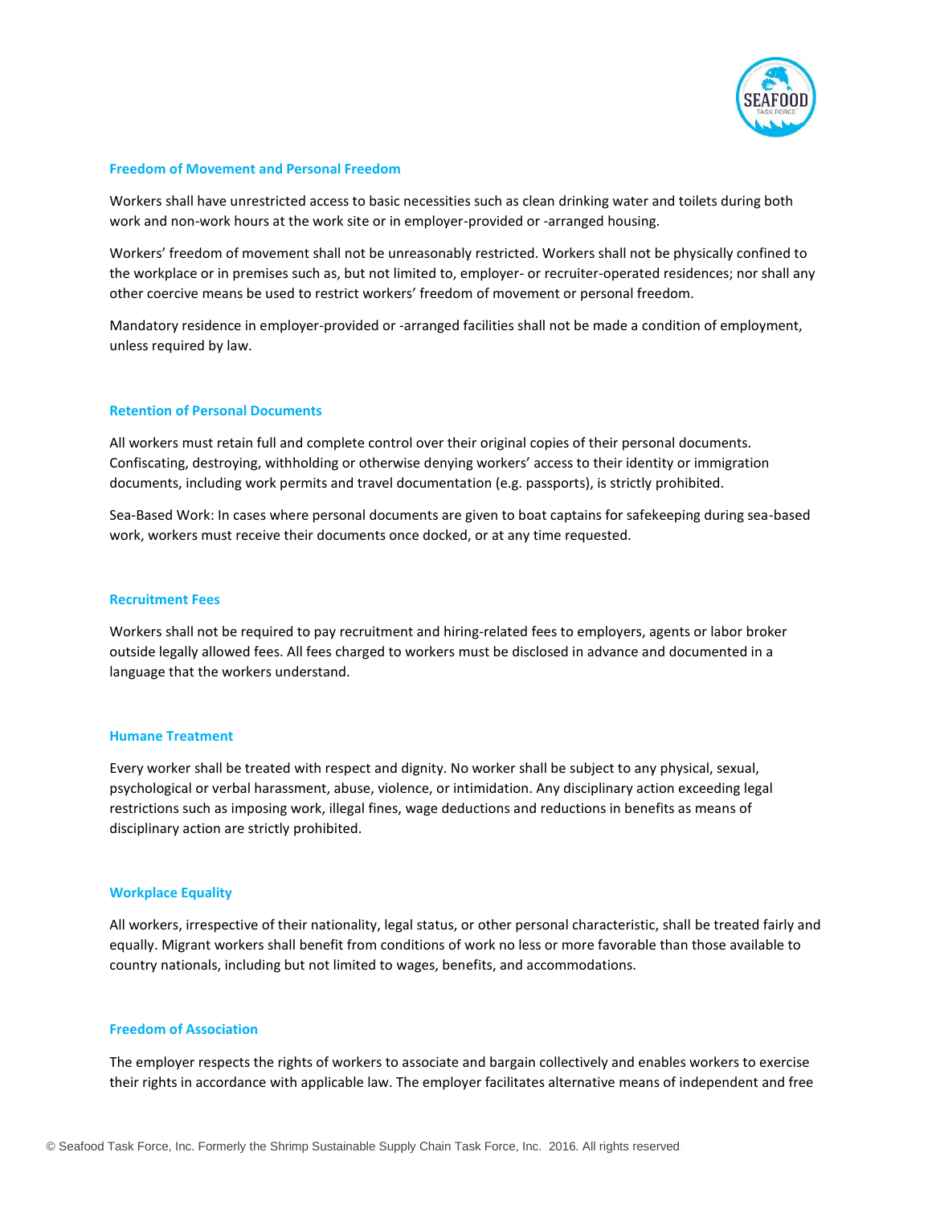### Freedom of Movement and Personal Freedom

Workers shall have unrestricted access to basic necessities such as clean drinking water and toilets during both work and non-work hours at the work site or in employer-provided or -arranged housing.

Workers' freedom of movement shall not be unreasonably restricted. Workers shall not be physically confined to the workplace or in premises such as, but not limited to, employer- or recruiter-operated residences; nor shall any other coercive means be used to restrict workers' freedom of movement or personal freedom.

Mandatory residence in employer-provided or -arranged facilities shall not be made a condition of employment, unless required by law.

### Retention of Personal Documents

All workers must retain full and complete control over their original copies of their personal documents. Confiscating, destroying, withholding or otherwise denying workers' access to their identity or immigration documents, including work permits and travel documentation (e.g. passports), is strictly prohibited.

Sea-Based Work: In cases where personal documents are given to boat captains for safekeeping during sea-based work, workers must receive their documents once docked, or at any time requested.

### Recruitment Fees

Workers shall not be required to pay recruitment and hiring-related fees to employers, agents or labor broker outside legally allowed fees. All fees charged to workers must be disclosed in advance and documented in a language that the workers understand.

### Humane Treatment

Every worker shall be treated with respect and dignity. No worker shall be subject to any physical, sexual, psychological or verbal harassment, abuse, violence, or intimidation. Any disciplinary action exceeding legal restrictions such as imposing work, illegal fines, wage deductions and reductions in benefits as means of disciplinary action are strictly prohibited.

### Workplace Equality

All workers, irrespective of their nationality, legal status, or other personal characteristic, shall be treated fairly and equally. Migrant workers shall benefit from conditions of work no less or more favorable than those available to country nationals, including but not limited to wages, benefits, and accommodations.

### Freedom of Association

The employer respects the rights of workers to associate and bargain collectively and enables workers to exercise their rights in accordance with applicable law. The employer facilitates alternative means of independent and free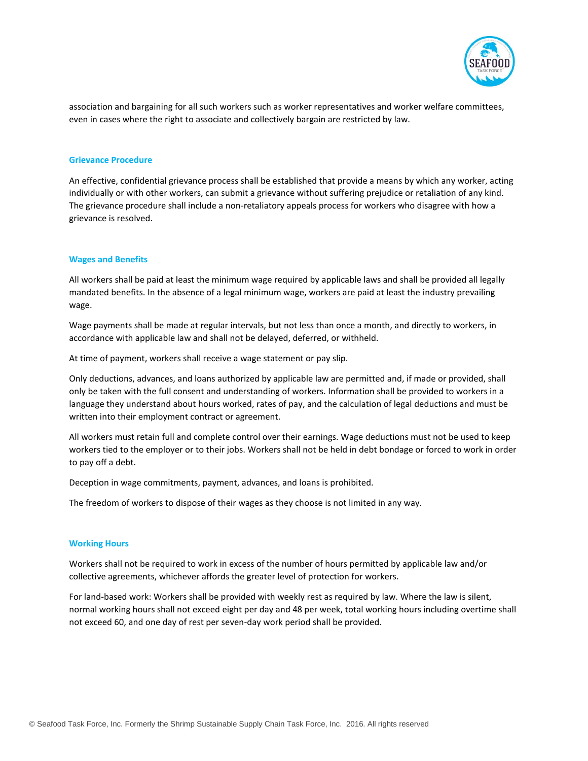association and bargaining for all such workers such as worker representatives and worker welfare committees, even in cases where the right to associate and collectively bargain are restricted by law.

### Grievance Procedure

An effective, confidential grievance process shall be established that provide a means by which any worker, acting individually or with other workers, can submit a grievance without suffering prejudice or retaliation of any kind. The grievance procedure shall include a non-retaliatory appeals process for workers who disagree with how a grievance is resolved.

### Wages and Benefits

All workers shall be paid at least the minimum wage required by applicable laws and shall be provided all legally mandated benefits. In the absence of a legal minimum wage, workers are paid at least the industry prevailing wage.

Wage payments shall be made at regular intervals, but not less than once a month, and directly to workers, in accordance with applicable law and shall not be delayed, deferred, or withheld.

At time of payment, workers shall receive a wage statement or pay slip.

Only deductions, advances, and loans authorized by applicable law are permitted and, if made or provided, shall only be taken with the full consent and understanding of workers. Information shall be provided to workers in a language they understand about hours worked, rates of pay, and the calculation of legal deductions and must be written into their employment contract or agreement.

All workers must retain full and complete control over their earnings. Wage deductions must not be used to keep workers tied to the employer or to their jobs. Workers shall not be held in debt bondage or forced to work in order to pay off a debt.

Deception in wage commitments, payment, advances, and loans is prohibited.

The freedom of workers to dispose of their wages as they choose is not limited in any way.

### Working Hours

Workers shall not be required to work in excess of the number of hours permitted by applicable law and/or collective agreements, whichever affords the greater level of protection for workers.

For land-based work: Workers shall be provided with weekly rest as required by law. Where the law is silent, normal working hours shall not exceed eight per day and 48 per week, total working hours including overtime shall not exceed 60, and one day of rest per seven-day work period shall be provided.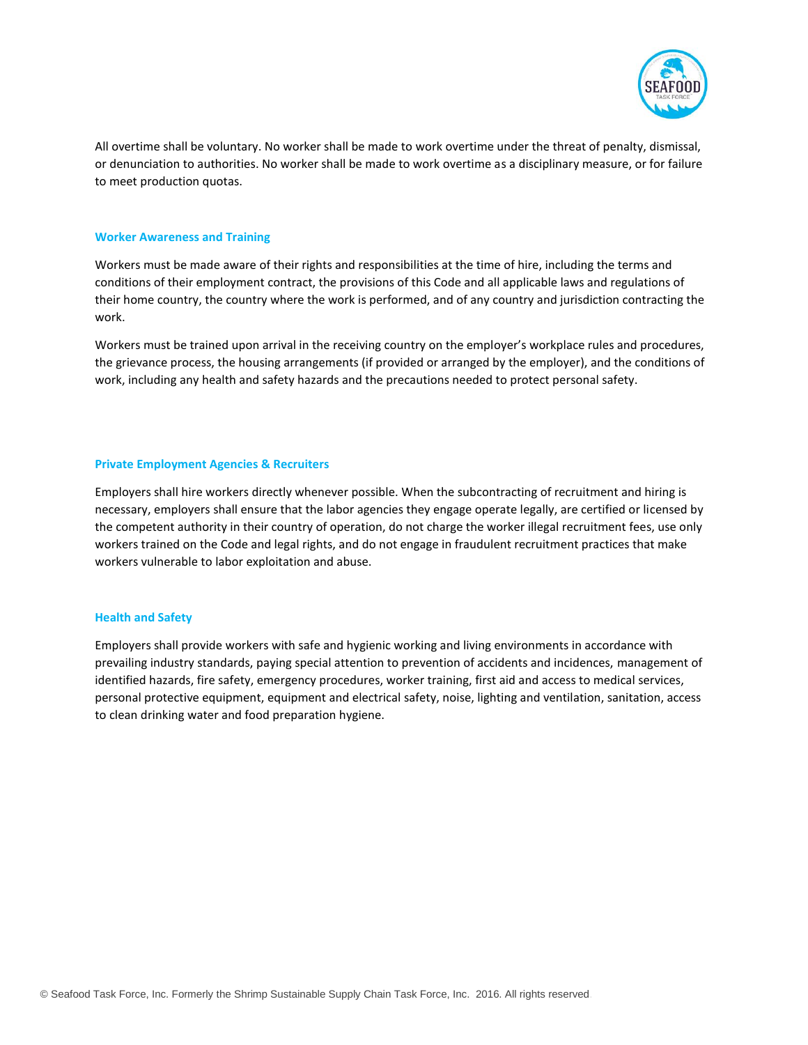All overtime shall be voluntary. No worker shall be made to work overtime under the threat of penalty, dismissal, or denunciation to authorities. No worker shall be made to work overtime as a disciplinary measure, or for failure to meet production quotas.

### Worker Awareness and Training

Workers must be made aware of their rights and responsibilities at the time of hire, including the terms and conditions of their employment contract, the provisions of this Code and all applicable laws and regulations of their home country, the country where the work is performed, and of any country and jurisdiction contracting the work.

Workers must be trained upon arrival in the receiving country on the employer's workplace rules and procedures, the grievance process, the housing arrangements (if provided or arranged by the employer), and the conditions of work, including any health and safety hazards and the precautions needed to protect personal safety.

### Private Employment Agencies & Recruiters

Employers shall hire workers directly whenever possible. When the subcontracting of recruitment and hiring is necessary, employers shall ensure that the labor agencies they engage operate legally, are certified or licensed by the competent authority in their country of operation, do not charge the worker illegal recruitment fees, use only workers trained on the Code and legal rights, and do not engage in fraudulent recruitment practices that make workers vulnerable to labor exploitation and abuse.

### Health and Safety

Employers shall provide workers with safe and hygienic working and living environments in accordance with prevailing industry standards, paying special attention to prevention of accidents and incidences, management of identified hazards, fire safety, emergency procedures, worker training, first aid and access to medical services, personal protective equipment, equipment and electrical safety, noise, lighting and ventilation, sanitation, access to clean drinking water and food preparation hygiene.